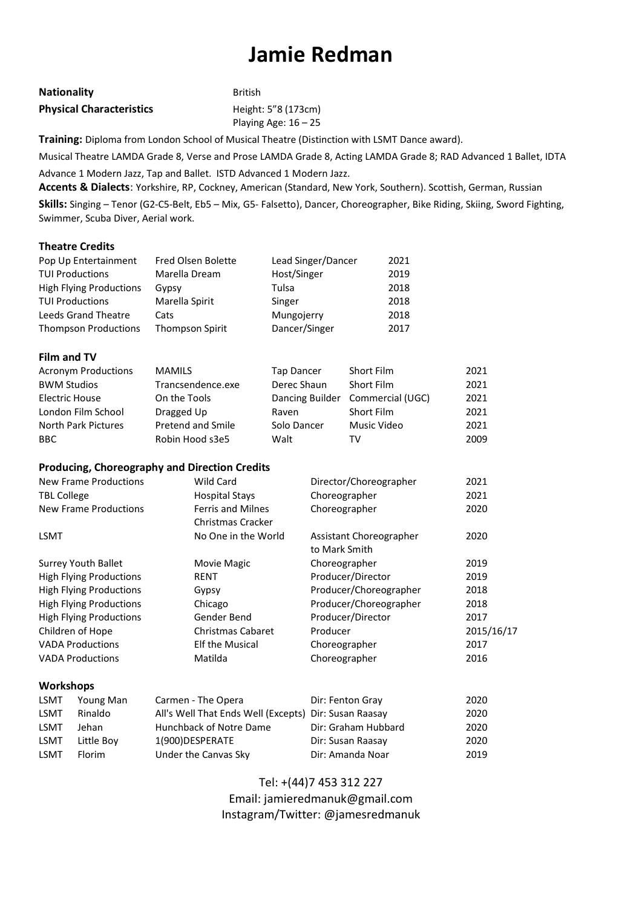# Jamie Redman

**Nationality** British

**Physical Characteristics** Height: 5"8 (173cm)
Playing Age: 16 – 25

**Training:** Diploma from London School of Musical Theatre (Distinction with LSMT Dance award).

Musical Theatre LAMDA Grade 8, Verse and Prose LAMDA Grade 8, Acting LAMDA Grade 8; RAD Advanced 1 Ballet, IDTA Advance 1 Modern Jazz, Tap and Ballet. ISTD Advanced 1 Modern Jazz.

**Accents & Dialects**: Yorkshire, RP, Cockney, American (Standard, New York, Southern). Scottish, German, Russian

**Skills:** Singing – Tenor (G2-C5-Belt, Eb5 – Mix, G5- Falsetto), Dancer, Choreographer, Bike Riding, Skiing, Sword Fighting, Swimmer, Scuba Diver, Aerial work.

## Theatre Credits

| | | | |
|---|---|---|---|
| Pop Up Entertainment | Fred Olsen Bolette | Lead Singer/Dancer | 2021 |
| TUI Productions | Marella Dream | Host/Singer | 2019 |
| High Flying Productions | Gypsy | Tulsa | 2018 |
| TUI Productions | Marella Spirit | Singer | 2018 |
| Leeds Grand Theatre | Cats | Mungojerry | 2018 |
| Thompson Productions | Thompson Spirit | Dancer/Singer | 2017 |

## Film and TV

| | | | | |
|---|---|---|---|---|
| Acronym Productions | MAMILS | Tap Dancer | Short Film | 2021 |
| BWM Studios | Trancsendence.exe | Derec Shaun | Short Film | 2021 |
| Electric House | On the Tools | Dancing Builder | Commercial (UGC) | 2021 |
| London Film School | Dragged Up | Raven | Short Film | 2021 |
| North Park Pictures | Pretend and Smile | Solo Dancer | Music Video | 2021 |
| BBC | Robin Hood s3e5 | Walt | TV | 2009 |

## Producing, Choreography and Direction Credits

| | | | |
|---|---|---|---|
| New Frame Productions | Wild Card | Director/Choreographer | 2021 |
| TBL College | Hospital Stays | Choreographer | 2021 |
| New Frame Productions | Ferris and Milnes Christmas Cracker | Choreographer | 2020 |
| LSMT | No One in the World | Assistant Choreographer to Mark Smith | 2020 |
| Surrey Youth Ballet | Movie Magic | Choreographer | 2019 |
| High Flying Productions | RENT | Producer/Director | 2019 |
| High Flying Productions | Gypsy | Producer/Choreographer | 2018 |
| High Flying Productions | Chicago | Producer/Choreographer | 2018 |
| High Flying Productions | Gender Bend | Producer/Director | 2017 |
| Children of Hope | Christmas Cabaret | Producer | 2015/16/17 |
| VADA Productions | Elf the Musical | Choreographer | 2017 |
| VADA Productions | Matilda | Choreographer | 2016 |

## Workshops

| | | | | |
|---|---|---|---|---|
| LSMT | Young Man | Carmen - The Opera | Dir: Fenton Gray | 2020 |
| LSMT | Rinaldo | All's Well That Ends Well (Excepts) | Dir: Susan Raasay | 2020 |
| LSMT | Jehan | Hunchback of Notre Dame | Dir: Graham Hubbard | 2020 |
| LSMT | Little Boy | 1(900)DESPERATE | Dir: Susan Raasay | 2020 |
| LSMT | Florim | Under the Canvas Sky | Dir: Amanda Noar | 2019 |

Tel: +(44)7 453 312 227
Email: jamieredmanuk@gmail.com
Instagram/Twitter: @jamesredmanuk